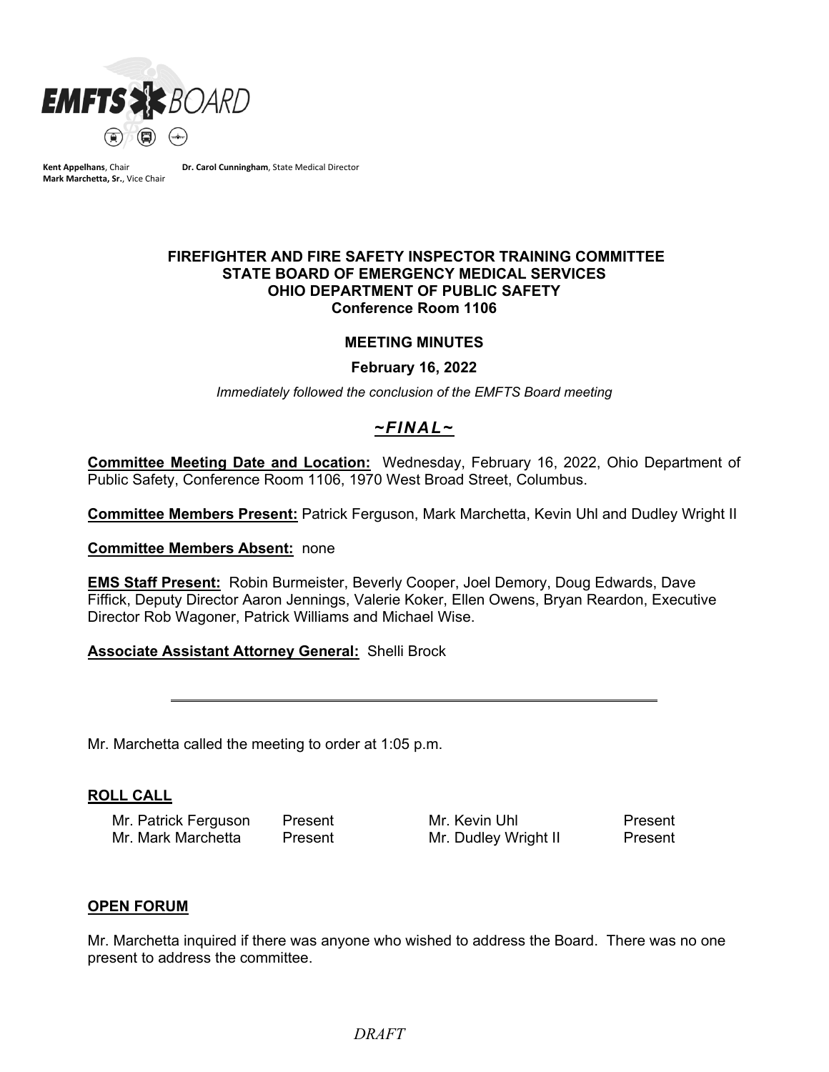EMFTS BOARD

**Kent Appelhans**, Chair
**Mark Marchetta, Sr.**, Vice Chair

**Dr. Carol Cunningham**, State Medical Director

**FIREFIGHTER AND FIRE SAFETY INSPECTOR TRAINING COMMITTEE**
**STATE BOARD OF EMERGENCY MEDICAL SERVICES**
**OHIO DEPARTMENT OF PUBLIC SAFETY**
**Conference Room 1106**

**MEETING MINUTES**

**February 16, 2022**

*Immediately followed the conclusion of the EMFTS Board meeting*

***~FINAL~***

**Committee Meeting Date and Location:** Wednesday, February 16, 2022, Ohio Department of Public Safety, Conference Room 1106, 1970 West Broad Street, Columbus.

**Committee Members Present:** Patrick Ferguson, Mark Marchetta, Kevin Uhl and Dudley Wright II

**Committee Members Absent:** none

**EMS Staff Present:** Robin Burmeister, Beverly Cooper, Joel Demory, Doug Edwards, Dave Fiffick, Deputy Director Aaron Jennings, Valerie Koker, Ellen Owens, Bryan Reardon, Executive Director Rob Wagoner, Patrick Williams and Michael Wise.

**Associate Assistant Attorney General:** Shelli Brock

---

Mr. Marchetta called the meeting to order at 1:05 p.m.

## ROLL CALL

| | | | |
|---|---|---|---|
| Mr. Patrick Ferguson | Present | Mr. Kevin Uhl | Present |
| Mr. Mark Marchetta | Present | Mr. Dudley Wright II | Present |

## OPEN FORUM

Mr. Marchetta inquired if there was anyone who wished to address the Board. There was no one present to address the committee.

*DRAFT*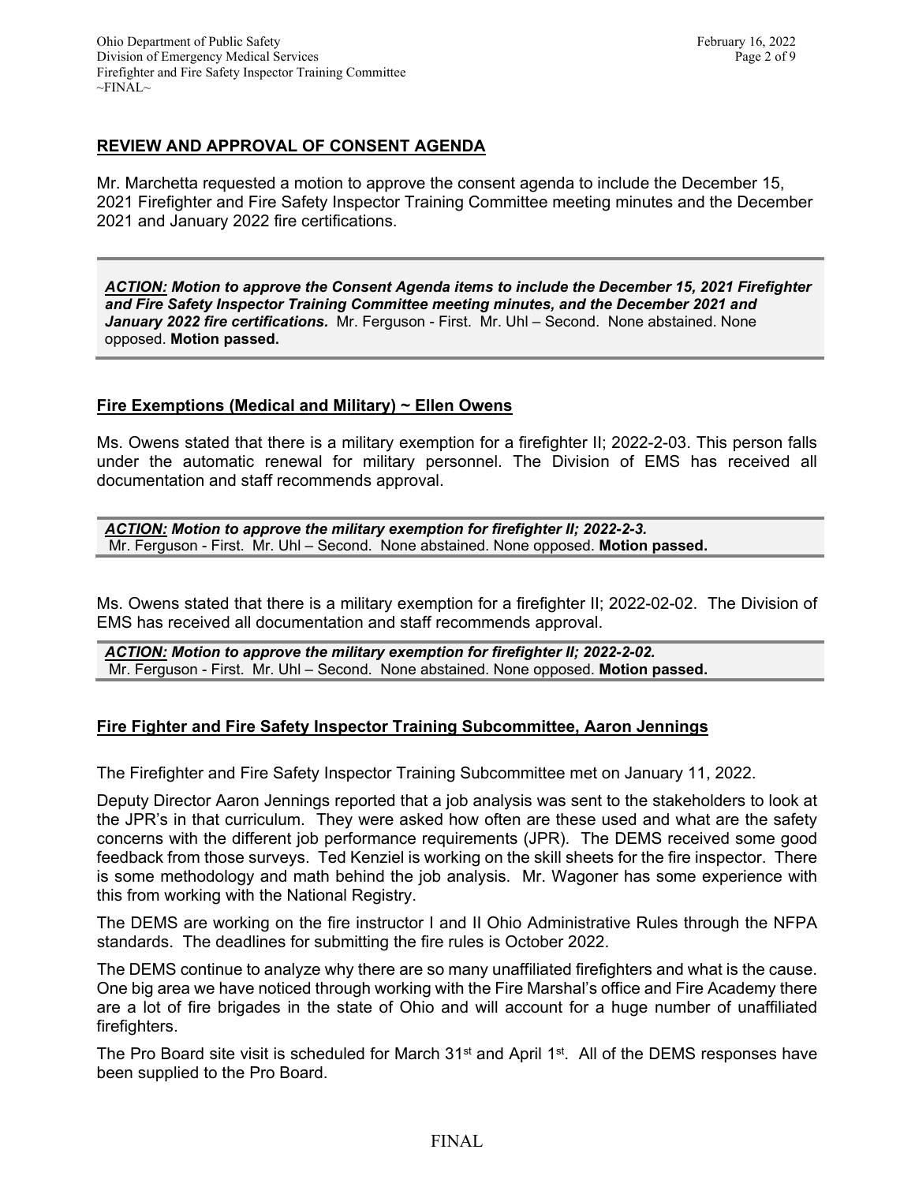## REVIEW AND APPROVAL OF CONSENT AGENDA

Mr. Marchetta requested a motion to approve the consent agenda to include the December 15, 2021 Firefighter and Fire Safety Inspector Training Committee meeting minutes and the December 2021 and January 2022 fire certifications.

> ***ACTION:*** ***Motion to approve the Consent Agenda items to include the December 15, 2021 Firefighter and Fire Safety Inspector Training Committee meeting minutes, and the December 2021 and January 2022 fire certifications.*** Mr. Ferguson - First. Mr. Uhl – Second. None abstained. None opposed. **Motion passed.**

## Fire Exemptions (Medical and Military) ~ Ellen Owens

Ms. Owens stated that there is a military exemption for a firefighter II; 2022-2-03. This person falls under the automatic renewal for military personnel. The Division of EMS has received all documentation and staff recommends approval.

> ***ACTION:*** ***Motion to approve the military exemption for firefighter II; 2022-2-3.*** Mr. Ferguson - First. Mr. Uhl – Second. None abstained. None opposed. **Motion passed.**

Ms. Owens stated that there is a military exemption for a firefighter II; 2022-02-02. The Division of EMS has received all documentation and staff recommends approval.

> ***ACTION:*** ***Motion to approve the military exemption for firefighter II; 2022-2-02.*** Mr. Ferguson - First. Mr. Uhl – Second. None abstained. None opposed. **Motion passed.**

## Fire Fighter and Fire Safety Inspector Training Subcommittee, Aaron Jennings

The Firefighter and Fire Safety Inspector Training Subcommittee met on January 11, 2022.

Deputy Director Aaron Jennings reported that a job analysis was sent to the stakeholders to look at the JPR's in that curriculum. They were asked how often are these used and what are the safety concerns with the different job performance requirements (JPR). The DEMS received some good feedback from those surveys. Ted Kenziel is working on the skill sheets for the fire inspector. There is some methodology and math behind the job analysis. Mr. Wagoner has some experience with this from working with the National Registry.

The DEMS are working on the fire instructor I and II Ohio Administrative Rules through the NFPA standards. The deadlines for submitting the fire rules is October 2022.

The DEMS continue to analyze why there are so many unaffiliated firefighters and what is the cause. One big area we have noticed through working with the Fire Marshal's office and Fire Academy there are a lot of fire brigades in the state of Ohio and will account for a huge number of unaffiliated firefighters.

The Pro Board site visit is scheduled for March 31st and April 1st. All of the DEMS responses have been supplied to the Pro Board.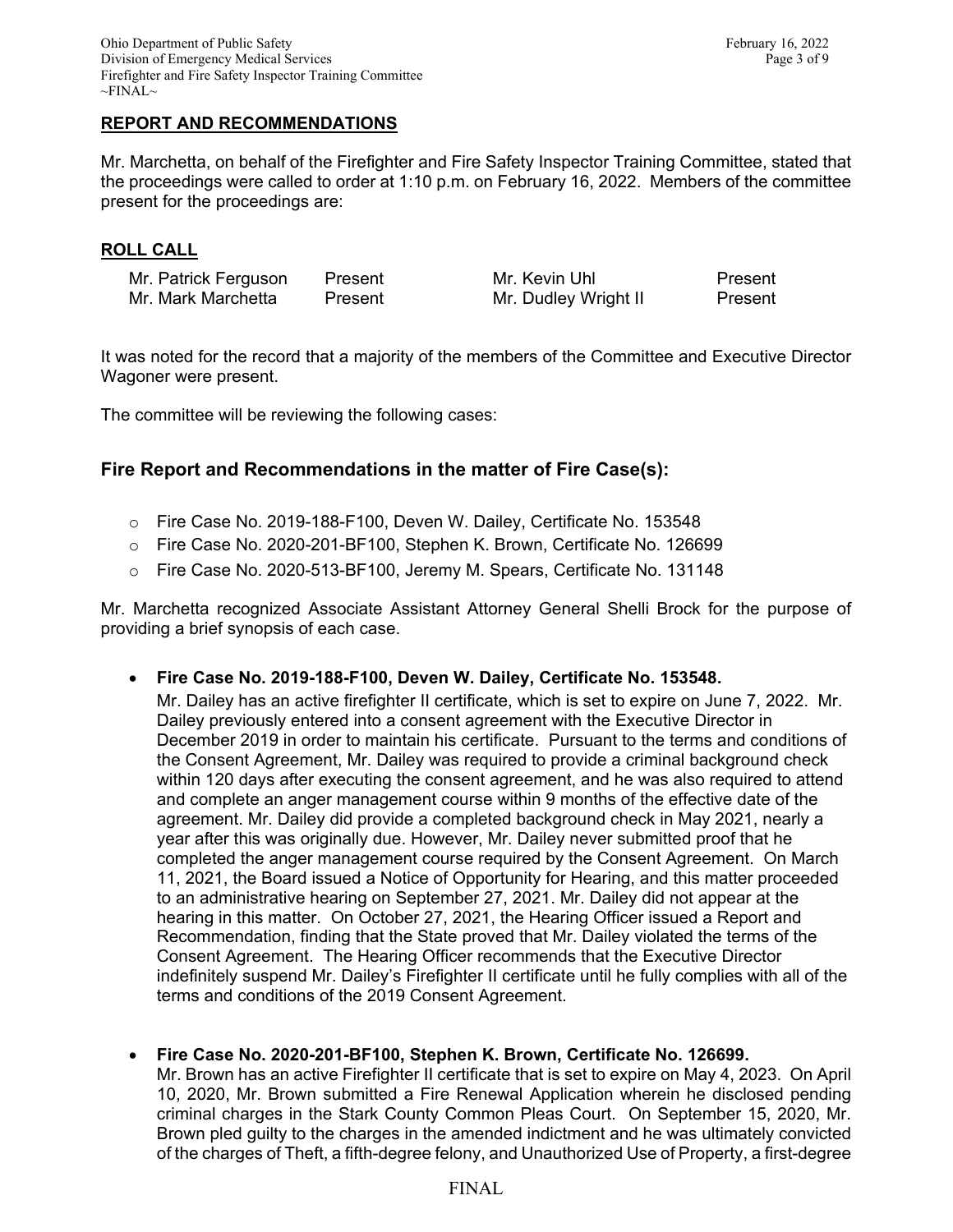**REPORT AND RECOMMENDATIONS**

Mr. Marchetta, on behalf of the Firefighter and Fire Safety Inspector Training Committee, stated that the proceedings were called to order at 1:10 p.m. on February 16, 2022. Members of the committee present for the proceedings are:

**ROLL CALL**

| | | | |
|---|---|---|---|
| Mr. Patrick Ferguson | Present | Mr. Kevin Uhl | Present |
| Mr. Mark Marchetta | Present | Mr. Dudley Wright II | Present |

It was noted for the record that a majority of the members of the Committee and Executive Director Wagoner were present.

The committee will be reviewing the following cases:

## Fire Report and Recommendations in the matter of Fire Case(s):

- Fire Case No. 2019-188-F100, Deven W. Dailey, Certificate No. 153548
- Fire Case No. 2020-201-BF100, Stephen K. Brown, Certificate No. 126699
- Fire Case No. 2020-513-BF100, Jeremy M. Spears, Certificate No. 131148

Mr. Marchetta recognized Associate Assistant Attorney General Shelli Brock for the purpose of providing a brief synopsis of each case.

- **Fire Case No. 2019-188-F100, Deven W. Dailey, Certificate No. 153548.**
  Mr. Dailey has an active firefighter II certificate, which is set to expire on June 7, 2022. Mr. Dailey previously entered into a consent agreement with the Executive Director in December 2019 in order to maintain his certificate. Pursuant to the terms and conditions of the Consent Agreement, Mr. Dailey was required to provide a criminal background check within 120 days after executing the consent agreement, and he was also required to attend and complete an anger management course within 9 months of the effective date of the agreement. Mr. Dailey did provide a completed background check in May 2021, nearly a year after this was originally due. However, Mr. Dailey never submitted proof that he completed the anger management course required by the Consent Agreement. On March 11, 2021, the Board issued a Notice of Opportunity for Hearing, and this matter proceeded to an administrative hearing on September 27, 2021. Mr. Dailey did not appear at the hearing in this matter. On October 27, 2021, the Hearing Officer issued a Report and Recommendation, finding that the State proved that Mr. Dailey violated the terms of the Consent Agreement. The Hearing Officer recommends that the Executive Director indefinitely suspend Mr. Dailey's Firefighter II certificate until he fully complies with all of the terms and conditions of the 2019 Consent Agreement.

- **Fire Case No. 2020-201-BF100, Stephen K. Brown, Certificate No. 126699.**
  Mr. Brown has an active Firefighter II certificate that is set to expire on May 4, 2023. On April 10, 2020, Mr. Brown submitted a Fire Renewal Application wherein he disclosed pending criminal charges in the Stark County Common Pleas Court. On September 15, 2020, Mr. Brown pled guilty to the charges in the amended indictment and he was ultimately convicted of the charges of Theft, a fifth-degree felony, and Unauthorized Use of Property, a first-degree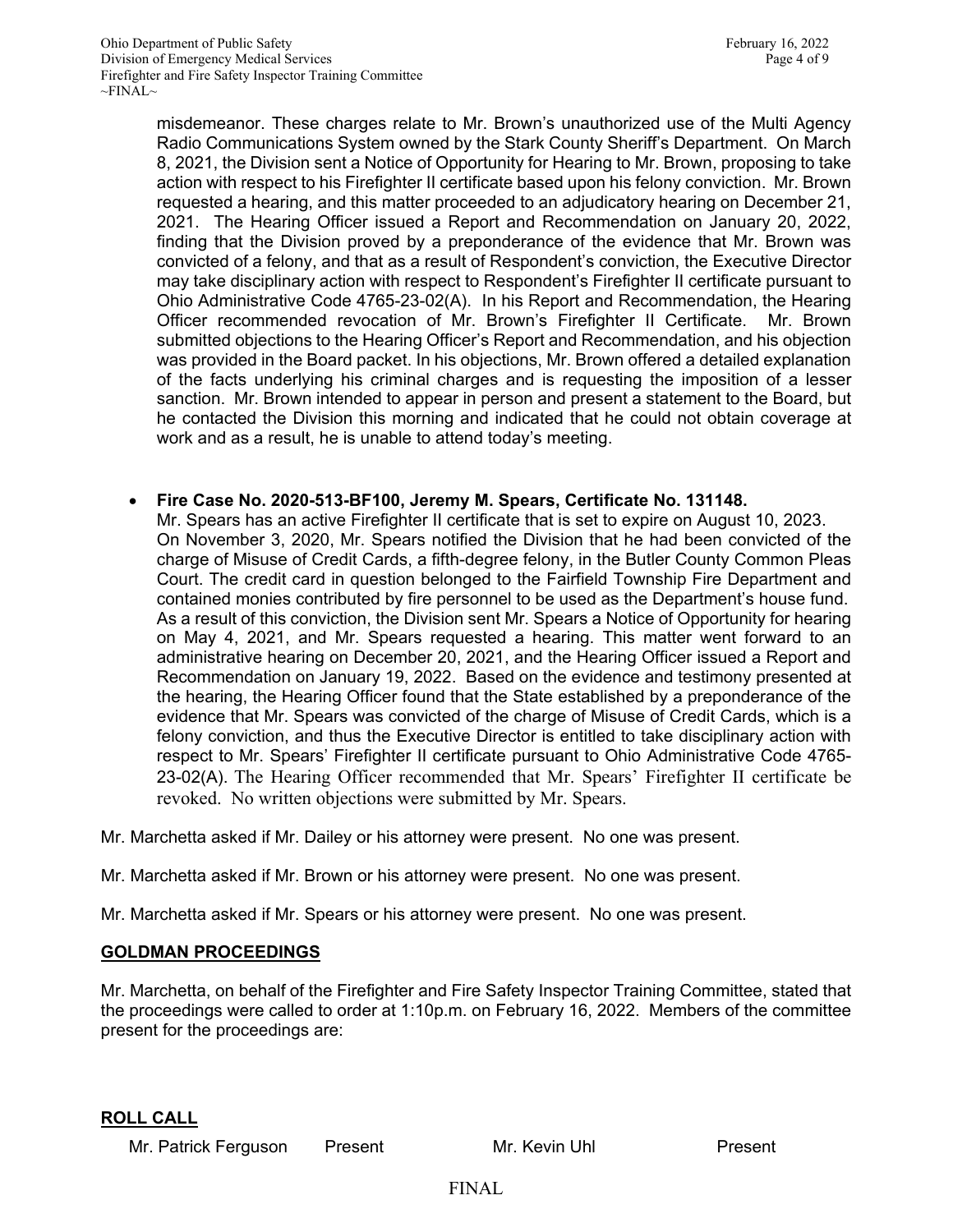misdemeanor. These charges relate to Mr. Brown's unauthorized use of the Multi Agency Radio Communications System owned by the Stark County Sheriff's Department. On March 8, 2021, the Division sent a Notice of Opportunity for Hearing to Mr. Brown, proposing to take action with respect to his Firefighter II certificate based upon his felony conviction. Mr. Brown requested a hearing, and this matter proceeded to an adjudicatory hearing on December 21, 2021. The Hearing Officer issued a Report and Recommendation on January 20, 2022, finding that the Division proved by a preponderance of the evidence that Mr. Brown was convicted of a felony, and that as a result of Respondent's conviction, the Executive Director may take disciplinary action with respect to Respondent's Firefighter II certificate pursuant to Ohio Administrative Code 4765-23-02(A). In his Report and Recommendation, the Hearing Officer recommended revocation of Mr. Brown's Firefighter II Certificate. Mr. Brown submitted objections to the Hearing Officer's Report and Recommendation, and his objection was provided in the Board packet. In his objections, Mr. Brown offered a detailed explanation of the facts underlying his criminal charges and is requesting the imposition of a lesser sanction. Mr. Brown intended to appear in person and present a statement to the Board, but he contacted the Division this morning and indicated that he could not obtain coverage at work and as a result, he is unable to attend today's meeting.

- **Fire Case No. 2020-513-BF100, Jeremy M. Spears, Certificate No. 131148.**
  Mr. Spears has an active Firefighter II certificate that is set to expire on August 10, 2023. On November 3, 2020, Mr. Spears notified the Division that he had been convicted of the charge of Misuse of Credit Cards, a fifth-degree felony, in the Butler County Common Pleas Court. The credit card in question belonged to the Fairfield Township Fire Department and contained monies contributed by fire personnel to be used as the Department's house fund. As a result of this conviction, the Division sent Mr. Spears a Notice of Opportunity for hearing on May 4, 2021, and Mr. Spears requested a hearing. This matter went forward to an administrative hearing on December 20, 2021, and the Hearing Officer issued a Report and Recommendation on January 19, 2022. Based on the evidence and testimony presented at the hearing, the Hearing Officer found that the State established by a preponderance of the evidence that Mr. Spears was convicted of the charge of Misuse of Credit Cards, which is a felony conviction, and thus the Executive Director is entitled to take disciplinary action with respect to Mr. Spears' Firefighter II certificate pursuant to Ohio Administrative Code 4765-23-02(A). The Hearing Officer recommended that Mr. Spears' Firefighter II certificate be revoked. No written objections were submitted by Mr. Spears.

Mr. Marchetta asked if Mr. Dailey or his attorney were present. No one was present.

Mr. Marchetta asked if Mr. Brown or his attorney were present. No one was present.

Mr. Marchetta asked if Mr. Spears or his attorney were present. No one was present.

## GOLDMAN PROCEEDINGS

Mr. Marchetta, on behalf of the Firefighter and Fire Safety Inspector Training Committee, stated that the proceedings were called to order at 1:10p.m. on February 16, 2022. Members of the committee present for the proceedings are:

## ROLL CALL

| | | | |
|---|---|---|---|
| Mr. Patrick Ferguson | Present | Mr. Kevin Uhl | Present |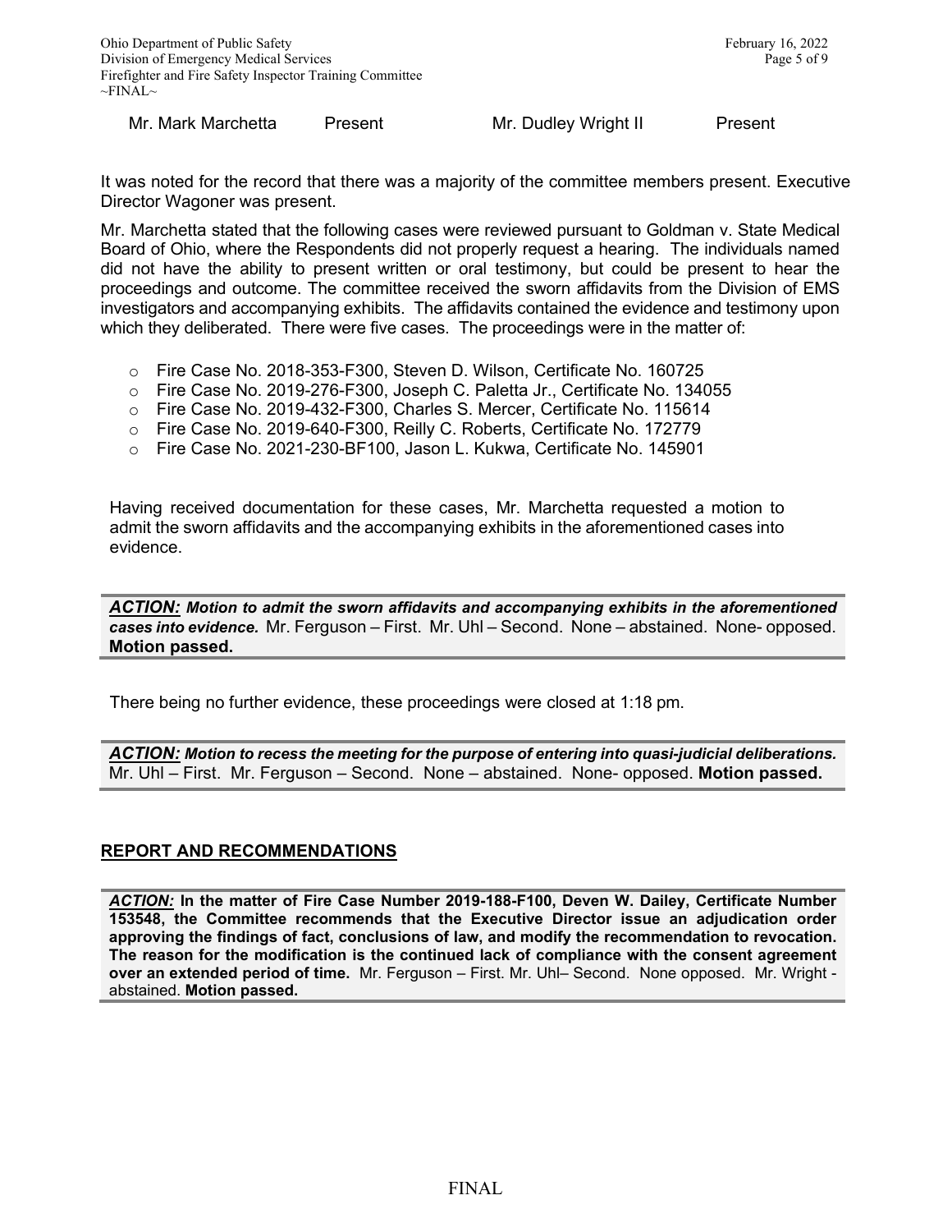| | | | |
|---|---|---|---|
| Mr. Mark Marchetta | Present | Mr. Dudley Wright II | Present |

It was noted for the record that there was a majority of the committee members present. Executive Director Wagoner was present.

Mr. Marchetta stated that the following cases were reviewed pursuant to Goldman v. State Medical Board of Ohio, where the Respondents did not properly request a hearing. The individuals named did not have the ability to present written or oral testimony, but could be present to hear the proceedings and outcome. The committee received the sworn affidavits from the Division of EMS investigators and accompanying exhibits. The affidavits contained the evidence and testimony upon which they deliberated. There were five cases. The proceedings were in the matter of:

- Fire Case No. 2018-353-F300, Steven D. Wilson, Certificate No. 160725
- Fire Case No. 2019-276-F300, Joseph C. Paletta Jr., Certificate No. 134055
- Fire Case No. 2019-432-F300, Charles S. Mercer, Certificate No. 115614
- Fire Case No. 2019-640-F300, Reilly C. Roberts, Certificate No. 172779
- Fire Case No. 2021-230-BF100, Jason L. Kukwa, Certificate No. 145901

Having received documentation for these cases, Mr. Marchetta requested a motion to admit the sworn affidavits and the accompanying exhibits in the aforementioned cases into evidence.

***ACTION:*** ***Motion to admit the sworn affidavits and accompanying exhibits in the aforementioned cases into evidence.*** Mr. Ferguson – First. Mr. Uhl – Second. None – abstained. None- opposed. **Motion passed.**

There being no further evidence, these proceedings were closed at 1:18 pm.

***ACTION:*** ***Motion to recess the meeting for the purpose of entering into quasi-judicial deliberations.*** Mr. Uhl – First. Mr. Ferguson – Second. None – abstained. None- opposed. **Motion passed.**

## REPORT AND RECOMMENDATIONS

***ACTION:*** **In the matter of Fire Case Number 2019-188-F100, Deven W. Dailey, Certificate Number 153548, the Committee recommends that the Executive Director issue an adjudication order approving the findings of fact, conclusions of law, and modify the recommendation to revocation. The reason for the modification is the continued lack of compliance with the consent agreement over an extended period of time.** Mr. Ferguson – First. Mr. Uhl– Second. None opposed. Mr. Wright - abstained. **Motion passed.**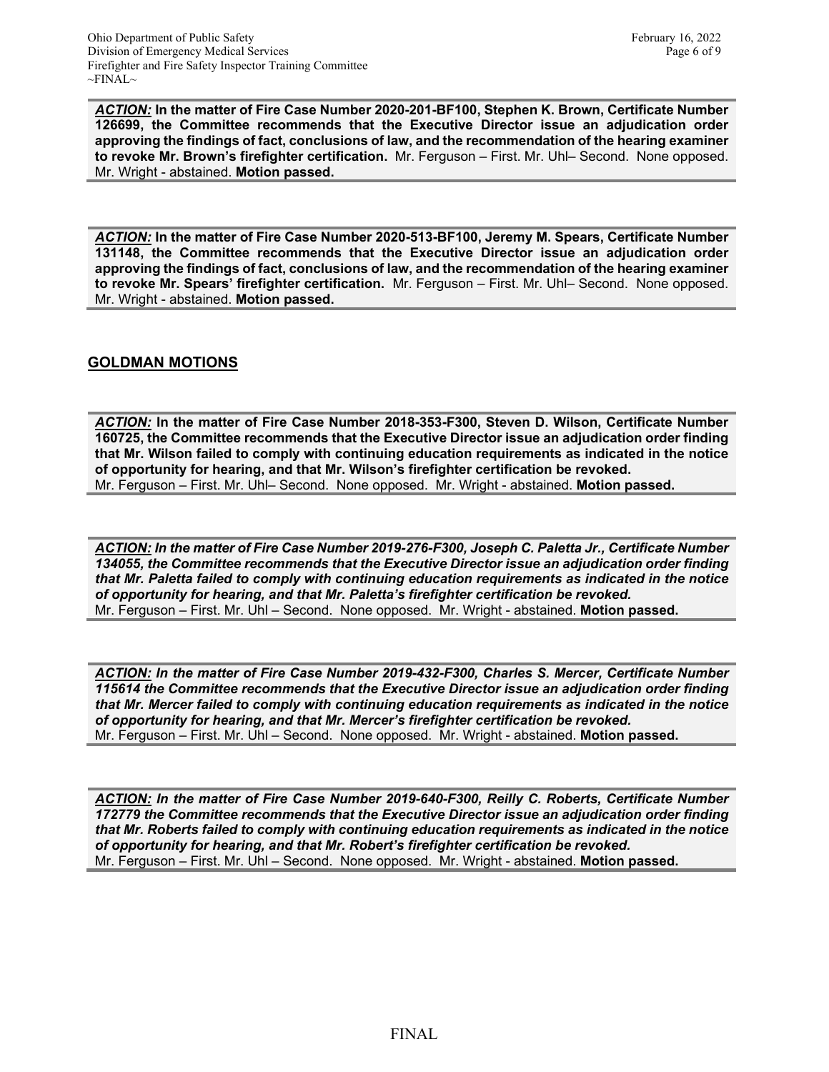***ACTION:*** **In the matter of Fire Case Number 2020-201-BF100, Stephen K. Brown, Certificate Number 126699, the Committee recommends that the Executive Director issue an adjudication order approving the findings of fact, conclusions of law, and the recommendation of the hearing examiner to revoke Mr. Brown's firefighter certification.** Mr. Ferguson – First. Mr. Uhl– Second. None opposed. Mr. Wright - abstained. **Motion passed.**

***ACTION:*** **In the matter of Fire Case Number 2020-513-BF100, Jeremy M. Spears, Certificate Number 131148, the Committee recommends that the Executive Director issue an adjudication order approving the findings of fact, conclusions of law, and the recommendation of the hearing examiner to revoke Mr. Spears' firefighter certification.** Mr. Ferguson – First. Mr. Uhl– Second. None opposed. Mr. Wright - abstained. **Motion passed.**

## GOLDMAN MOTIONS

***ACTION:*** **In the matter of Fire Case Number 2018-353-F300, Steven D. Wilson, Certificate Number 160725, the Committee recommends that the Executive Director issue an adjudication order finding that Mr. Wilson failed to comply with continuing education requirements as indicated in the notice of opportunity for hearing, and that Mr. Wilson's firefighter certification be revoked.**
Mr. Ferguson – First. Mr. Uhl– Second. None opposed. Mr. Wright - abstained. **Motion passed.**

***ACTION: In the matter of Fire Case Number 2019-276-F300, Joseph C. Paletta Jr., Certificate Number 134055, the Committee recommends that the Executive Director issue an adjudication order finding that Mr. Paletta failed to comply with continuing education requirements as indicated in the notice of opportunity for hearing, and that Mr. Paletta's firefighter certification be revoked.***
Mr. Ferguson – First. Mr. Uhl – Second. None opposed. Mr. Wright - abstained. **Motion passed.**

***ACTION: In the matter of Fire Case Number 2019-432-F300, Charles S. Mercer, Certificate Number 115614 the Committee recommends that the Executive Director issue an adjudication order finding that Mr. Mercer failed to comply with continuing education requirements as indicated in the notice of opportunity for hearing, and that Mr. Mercer's firefighter certification be revoked.***
Mr. Ferguson – First. Mr. Uhl – Second. None opposed. Mr. Wright - abstained. **Motion passed.**

***ACTION: In the matter of Fire Case Number 2019-640-F300, Reilly C. Roberts, Certificate Number 172779 the Committee recommends that the Executive Director issue an adjudication order finding that Mr. Roberts failed to comply with continuing education requirements as indicated in the notice of opportunity for hearing, and that Mr. Robert's firefighter certification be revoked.***
Mr. Ferguson – First. Mr. Uhl – Second. None opposed. Mr. Wright - abstained. **Motion passed.**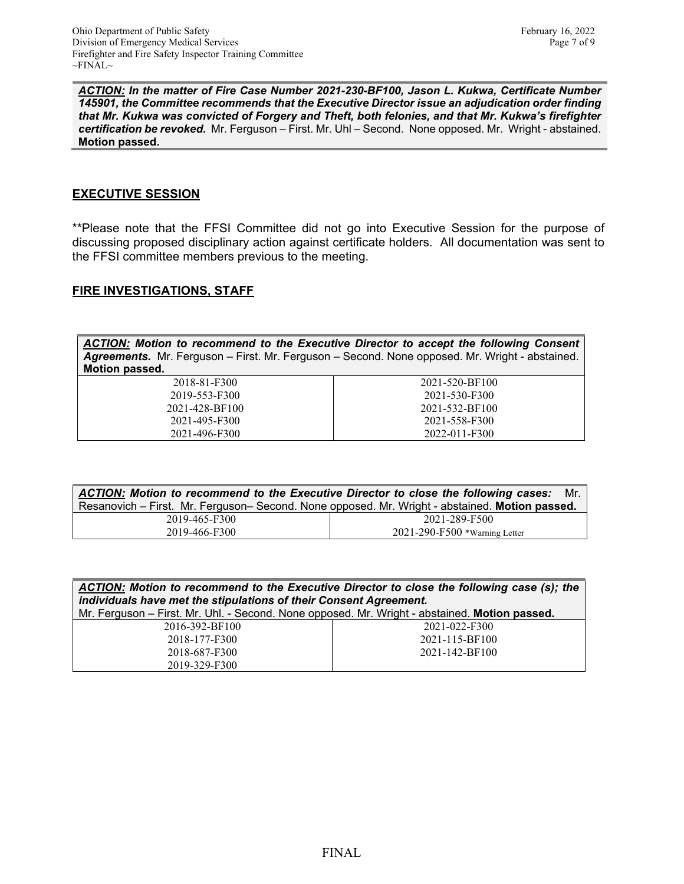**_ACTION:_ *In the matter of Fire Case Number 2021-230-BF100, Jason L. Kukwa, Certificate Number 145901, the Committee recommends that the Executive Director issue an adjudication order finding that Mr. Kukwa was convicted of Forgery and Theft, both felonies, and that Mr. Kukwa's firefighter certification be revoked.*** Mr. Ferguson – First. Mr. Uhl – Second. None opposed. Mr. Wright - abstained. **Motion passed.**

## EXECUTIVE SESSION

**Please note that the FFSI Committee did not go into Executive Session for the purpose of discussing proposed disciplinary action against certificate holders. All documentation was sent to the FFSI committee members previous to the meeting.

## FIRE INVESTIGATIONS, STAFF

**_ACTION:_ *Motion to recommend to the Executive Director to accept the following Consent Agreements.*** Mr. Ferguson – First. Mr. Ferguson – Second. None opposed. Mr. Wright - abstained. **Motion passed.**

| | |
|---|---|
| 2018-81-F300 | 2021-520-BF100 |
| 2019-553-F300 | 2021-530-F300 |
| 2021-428-BF100 | 2021-532-BF100 |
| 2021-495-F300 | 2021-558-F300 |
| 2021-496-F300 | 2022-011-F300 |

**_ACTION:_ *Motion to recommend to the Executive Director to close the following cases:*** Mr. Resanovich – First. Mr. Ferguson– Second. None opposed. Mr. Wright - abstained. **Motion passed.**

| | |
|---|---|
| 2019-465-F300 | 2021-289-F500 |
| 2019-466-F300 | 2021-290-F500 *Warning Letter |

**_ACTION:_ *Motion to recommend to the Executive Director to close the following case (s); the individuals have met the stipulations of their Consent Agreement.***
Mr. Ferguson – First. Mr. Uhl. - Second. None opposed. Mr. Wright - abstained. **Motion passed.**

| | |
|---|---|
| 2016-392-BF100 | 2021-022-F300 |
| 2018-177-F300 | 2021-115-BF100 |
| 2018-687-F300 | 2021-142-BF100 |
| 2019-329-F300 | |

FINAL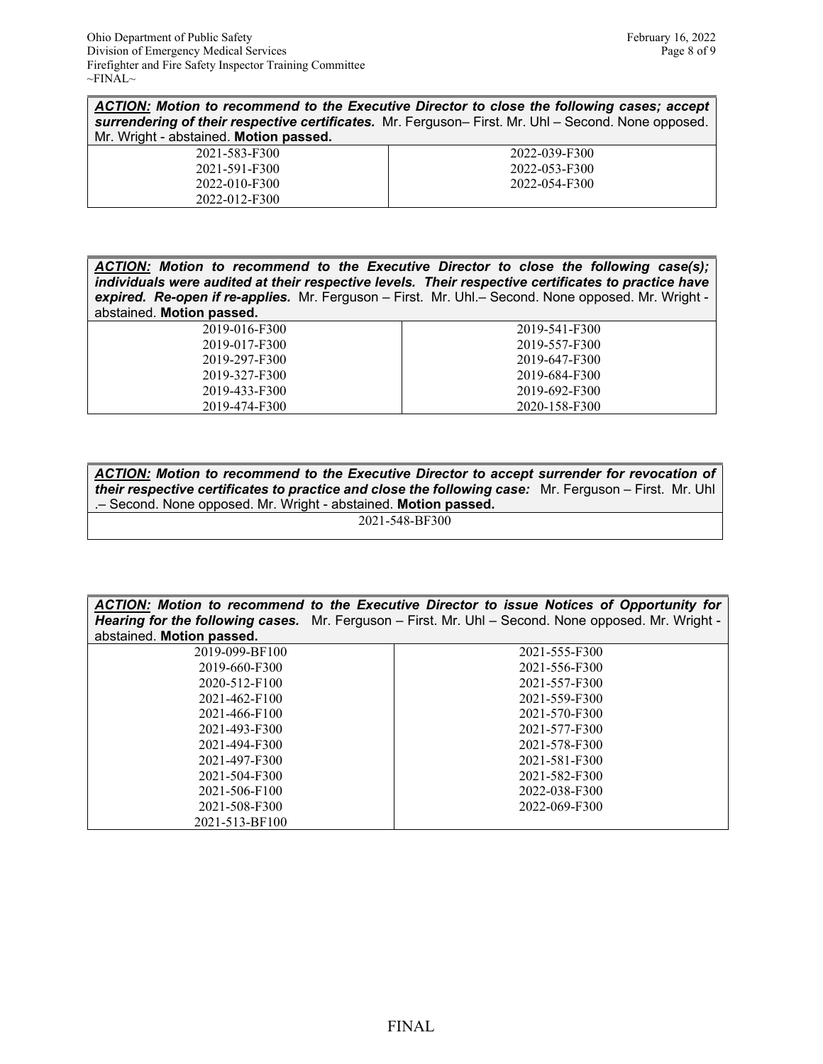| ***ACTION:*** ***Motion to recommend to the Executive Director to close the following cases; accept surrendering of their respective certificates.*** Mr. Ferguson– First. Mr. Uhl – Second. None opposed. Mr. Wright - abstained. **Motion passed.** | |
|---|---|
| 2021-583-F300 | 2022-039-F300 |
| 2021-591-F300 | 2022-053-F300 |
| 2022-010-F300 | 2022-054-F300 |
| 2022-012-F300 | |

| ***ACTION:*** ***Motion to recommend to the Executive Director to close the following case(s); individuals were audited at their respective levels. Their respective certificates to practice have expired. Re-open if re-applies.*** Mr. Ferguson – First. Mr. Uhl.– Second. None opposed. Mr. Wright - abstained. **Motion passed.** | |
|---|---|
| 2019-016-F300 | 2019-541-F300 |
| 2019-017-F300 | 2019-557-F300 |
| 2019-297-F300 | 2019-647-F300 |
| 2019-327-F300 | 2019-684-F300 |
| 2019-433-F300 | 2019-692-F300 |
| 2019-474-F300 | 2020-158-F300 |

| ***ACTION:*** ***Motion to recommend to the Executive Director to accept surrender for revocation of their respective certificates to practice and close the following case:*** Mr. Ferguson – First. Mr. Uhl .– Second. None opposed. Mr. Wright - abstained. **Motion passed.** |
|---|
| 2021-548-BF300 |

| ***ACTION:*** ***Motion to recommend to the Executive Director to issue Notices of Opportunity for Hearing for the following cases.*** Mr. Ferguson – First. Mr. Uhl – Second. None opposed. Mr. Wright - abstained. **Motion passed.** | |
|---|---|
| 2019-099-BF100 | 2021-555-F300 |
| 2019-660-F300 | 2021-556-F300 |
| 2020-512-F100 | 2021-557-F300 |
| 2021-462-F100 | 2021-559-F300 |
| 2021-466-F100 | 2021-570-F300 |
| 2021-493-F300 | 2021-577-F300 |
| 2021-494-F300 | 2021-578-F300 |
| 2021-497-F300 | 2021-581-F300 |
| 2021-504-F300 | 2021-582-F300 |
| 2021-506-F100 | 2022-038-F300 |
| 2021-508-F300 | 2022-069-F300 |
| 2021-513-BF100 | |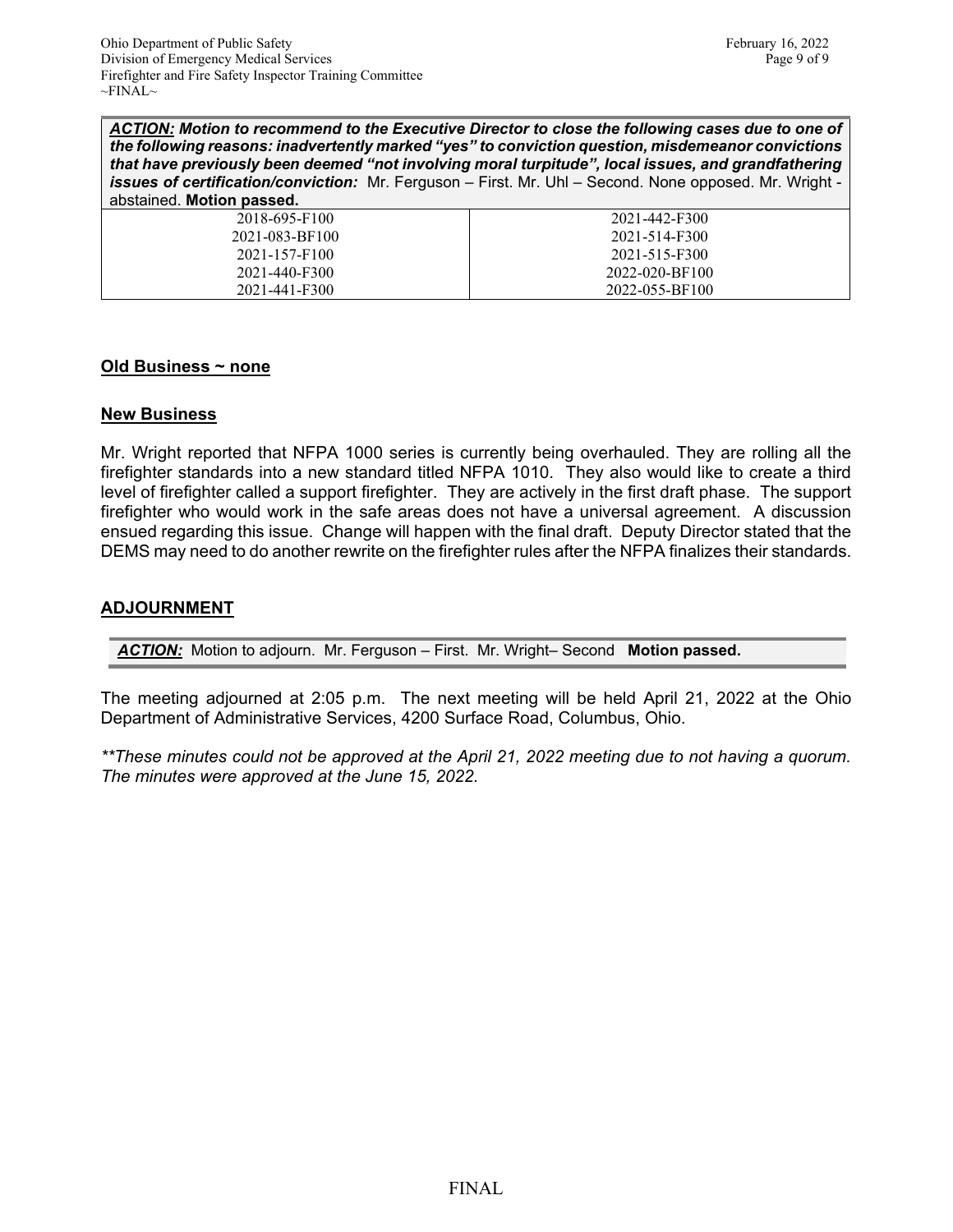***ACTION:*** ***Motion to recommend to the Executive Director to close the following cases due to one of the following reasons: inadvertently marked "yes" to conviction question, misdemeanor convictions that have previously been deemed "not involving moral turpitude", local issues, and grandfathering issues of certification/conviction:*** Mr. Ferguson – First. Mr. Uhl – Second. None opposed. Mr. Wright - abstained. **Motion passed.**

| | |
|---|---|
| 2018-695-F100 | 2021-442-F300 |
| 2021-083-BF100 | 2021-514-F300 |
| 2021-157-F100 | 2021-515-F300 |
| 2021-440-F300 | 2022-020-BF100 |
| 2021-441-F300 | 2022-055-BF100 |

## Old Business ~ none

## New Business

Mr. Wright reported that NFPA 1000 series is currently being overhauled. They are rolling all the firefighter standards into a new standard titled NFPA 1010. They also would like to create a third level of firefighter called a support firefighter. They are actively in the first draft phase. The support firefighter who would work in the safe areas does not have a universal agreement. A discussion ensued regarding this issue. Change will happen with the final draft. Deputy Director stated that the DEMS may need to do another rewrite on the firefighter rules after the NFPA finalizes their standards.

## ADJOURNMENT

***ACTION:*** Motion to adjourn. Mr. Ferguson – First. Mr. Wright– Second **Motion passed.**

The meeting adjourned at 2:05 p.m. The next meeting will be held April 21, 2022 at the Ohio Department of Administrative Services, 4200 Surface Road, Columbus, Ohio.

*\*\*These minutes could not be approved at the April 21, 2022 meeting due to not having a quorum. The minutes were approved at the June 15, 2022.*

FINAL